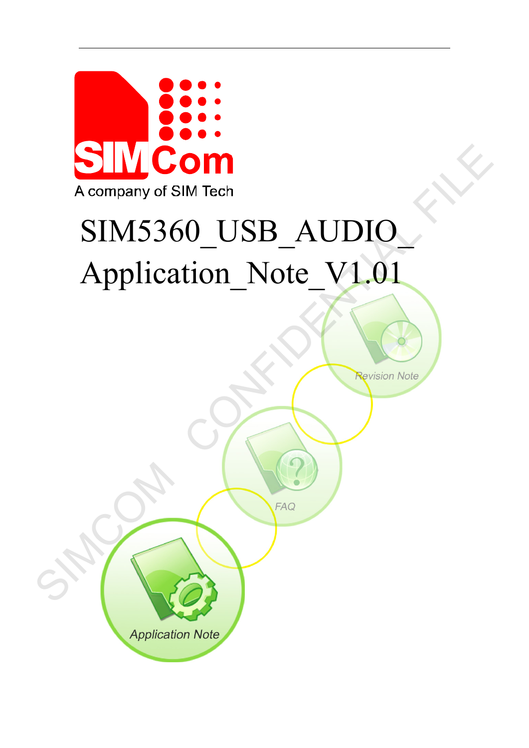A company of SIM Tech

# SIM5360_USB_AUDIO_Application_Note_V1.01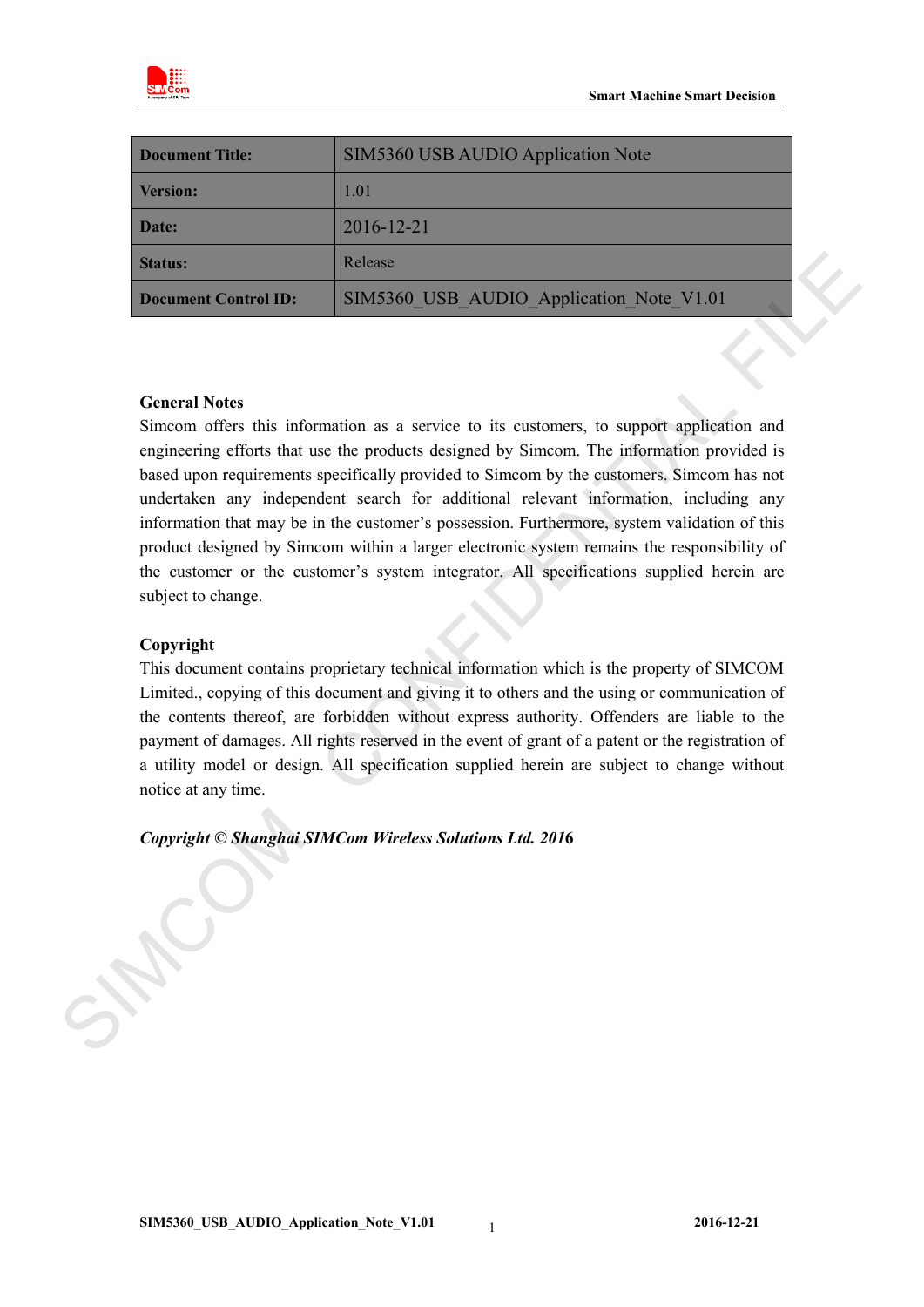| Document Title: | SIM5360 USB AUDIO Application Note |
| --- | --- |
| Version: | 1.01 |
| Date: | 2016-12-21 |
| Status: | Release |
| Document Control ID: | SIM5360_USB_AUDIO_Application_Note_V1.01 |

**General Notes**

Simcom offers this information as a service to its customers, to support application and engineering efforts that use the products designed by Simcom. The information provided is based upon requirements specifically provided to Simcom by the customers. Simcom has not undertaken any independent search for additional relevant information, including any information that may be in the customer's possession. Furthermore, system validation of this product designed by Simcom within a larger electronic system remains the responsibility of the customer or the customer's system integrator. All specifications supplied herein are subject to change.

**Copyright**

This document contains proprietary technical information which is the property of SIMCOM Limited., copying of this document and giving it to others and the using or communication of the contents thereof, are forbidden without express authority. Offenders are liable to the payment of damages. All rights reserved in the event of grant of a patent or the registration of a utility model or design. All specification supplied herein are subject to change without notice at any time.

***Copyright © Shanghai SIMCom Wireless Solutions Ltd. 2016***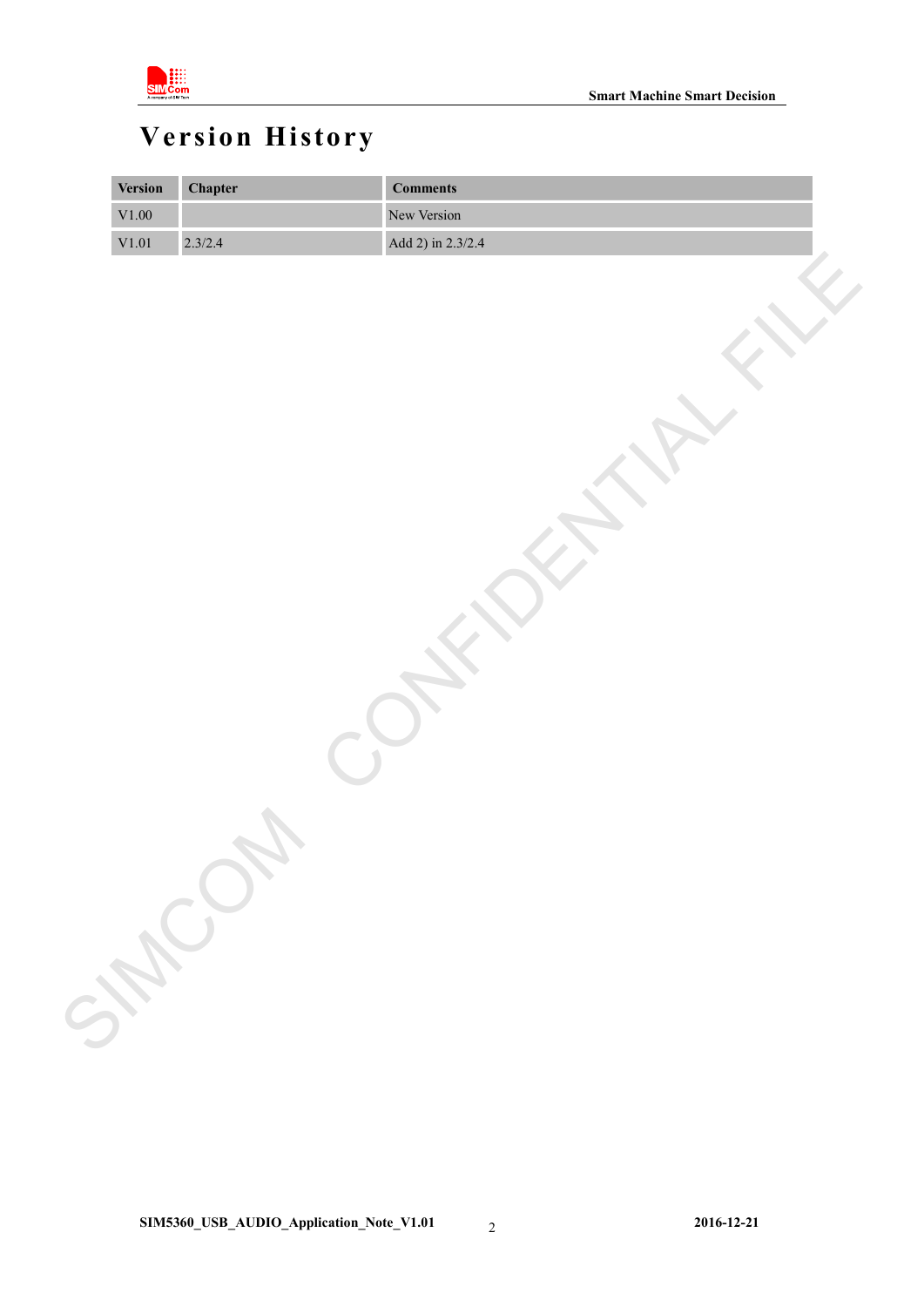# Version History

| Version | Chapter | Comments |
|---|---|---|
| V1.00 | | New Version |
| V1.01 | 2.3/2.4 | Add 2) in 2.3/2.4 |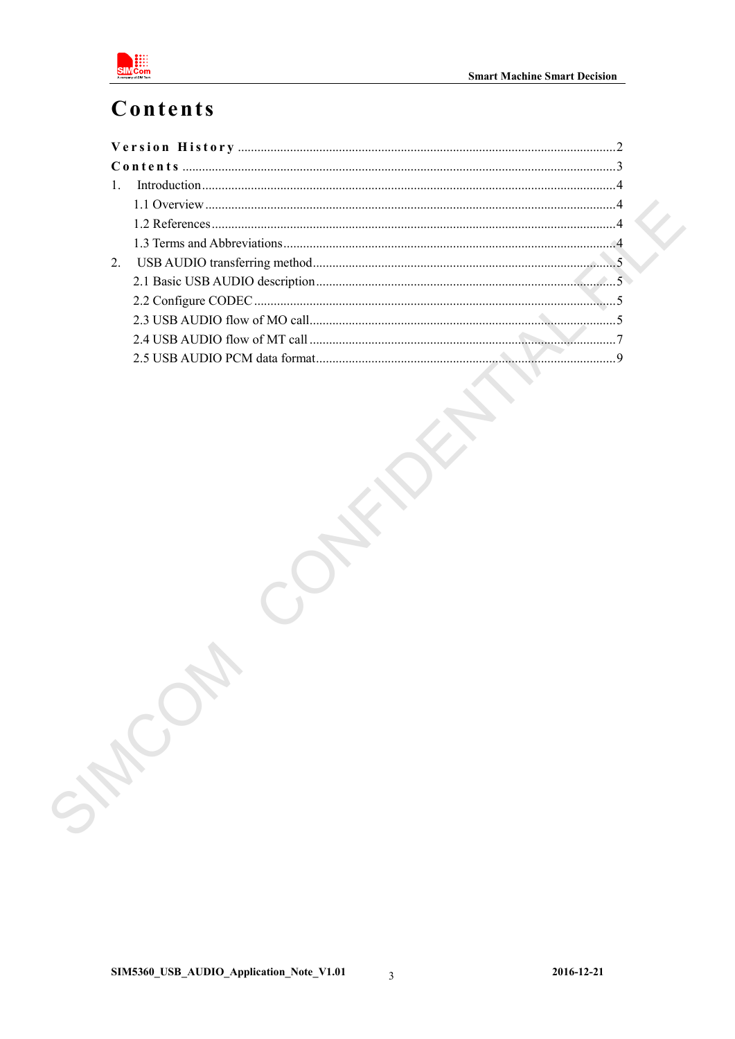# Contents

Version History .......................................................................................................................2
Contents .................................................................................................................................3
1. Introduction.........................................................................................................................4
   1.1 Overview .........................................................................................................................4
   1.2 References.......................................................................................................................4
   1.3 Terms and Abbreviations..................................................................................................4
2. USB AUDIO transferring method.........................................................................................5
   2.1 Basic USB AUDIO description.........................................................................................5
   2.2 Configure CODEC ...........................................................................................................5
   2.3 USB AUDIO flow of MO call............................................................................................5
   2.4 USB AUDIO flow of MT call ............................................................................................7
   2.5 USB AUDIO PCM data format..........................................................................................9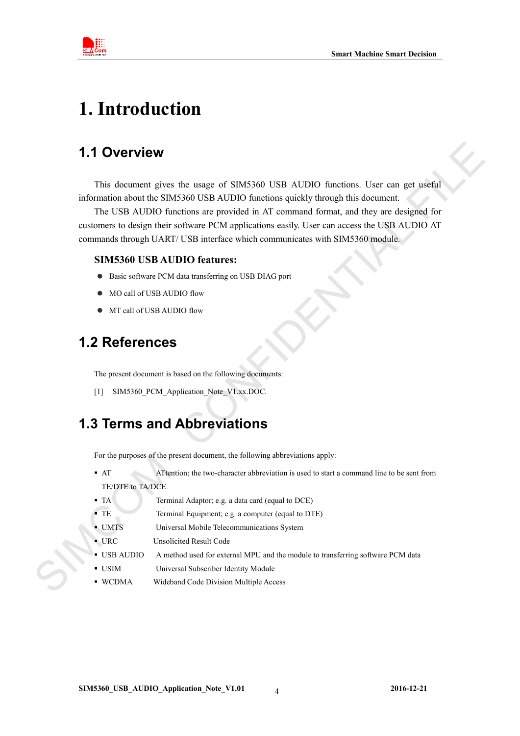# 1. Introduction

## 1.1 Overview

This document gives the usage of SIM5360 USB AUDIO functions. User can get useful information about the SIM5360 USB AUDIO functions quickly through this document.

The USB AUDIO functions are provided in AT command format, and they are designed for customers to design their software PCM applications easily. User can access the USB AUDIO AT commands through UART/ USB interface which communicates with SIM5360 module.

### SIM5360 USB AUDIO features:

- Basic software PCM data transferring on USB DIAG port
- MO call of USB AUDIO flow
- MT call of USB AUDIO flow

## 1.2 References

The present document is based on the following documents:

[1] SIM5360_PCM_Application_Note_V1.xx.DOC.

## 1.3 Terms and Abbreviations

For the purposes of the present document, the following abbreviations apply:

- AT ATtention; the two-character abbreviation is used to start a command line to be sent from TE/DTE to TA/DCE
- TA Terminal Adaptor; e.g. a data card (equal to DCE)
- TE Terminal Equipment; e.g. a computer (equal to DTE)
- UMTS Universal Mobile Telecommunications System
- URC Unsolicited Result Code
- USB AUDIO A method used for external MPU and the module to transferring software PCM data
- USIM Universal Subscriber Identity Module
- WCDMA Wideband Code Division Multiple Access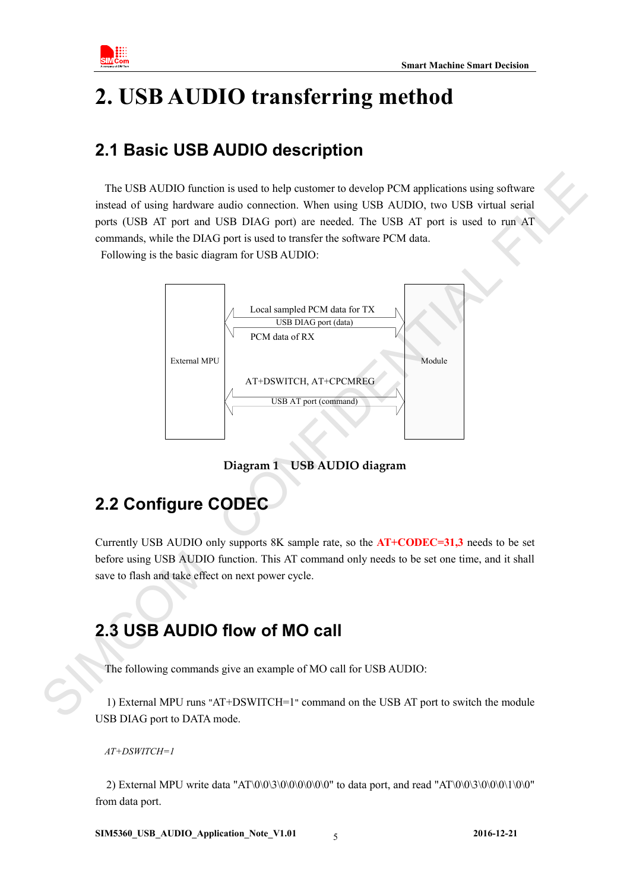# 2. USB AUDIO transferring method

## 2.1 Basic USB AUDIO description

The USB AUDIO function is used to help customer to develop PCM applications using software instead of using hardware audio connection. When using USB AUDIO, two USB virtual serial ports (USB AT port and USB DIAG port) are needed. The USB AT port is used to run AT commands, while the DIAG port is used to transfer the software PCM data.

Following is the basic diagram for USB AUDIO:

External MPU | Module

Local sampled PCM data for TX
USB DIAG port (data)
PCM data of RX

AT+DSWITCH, AT+CPCMREG
USB AT port (command)

**Diagram 1 USB AUDIO diagram**

## 2.2 Configure CODEC

Currently USB AUDIO only supports 8K sample rate, so the **AT+CODEC=31,3** needs to be set before using USB AUDIO function. This AT command only needs to be set one time, and it shall save to flash and take effect on next power cycle.

## 2.3 USB AUDIO flow of MO call

The following commands give an example of MO call for USB AUDIO:

1) External MPU runs "AT+DSWITCH=1" command on the USB AT port to switch the module USB DIAG port to DATA mode.

*AT+DSWITCH=1*

2) External MPU write data "AT\0\0\3\0\0\0\0\0\0" to data port, and read "AT\0\0\3\0\0\0\1\0\0" from data port.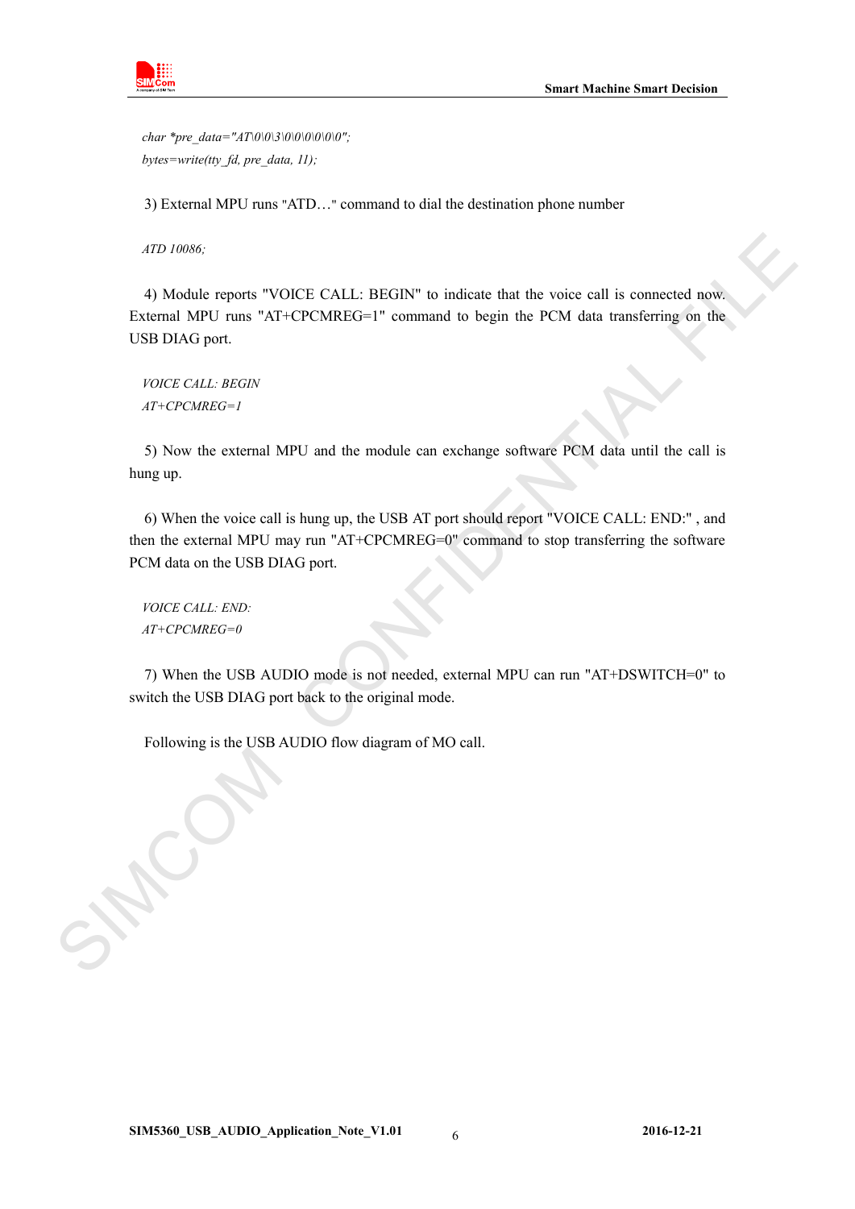```
char *pre_data="AT\0\0\3\0\0\0\0\0\0";
bytes=write(tty_fd, pre_data, 11);
```

3) External MPU runs "ATD…" command to dial the destination phone number

```
ATD 10086;
```

4) Module reports "VOICE CALL: BEGIN" to indicate that the voice call is connected now. External MPU runs "AT+CPCMREG=1" command to begin the PCM data transferring on the USB DIAG port.

```
VOICE CALL: BEGIN
AT+CPCMREG=1
```

5) Now the external MPU and the module can exchange software PCM data until the call is hung up.

6) When the voice call is hung up, the USB AT port should report "VOICE CALL: END:" , and then the external MPU may run "AT+CPCMREG=0" command to stop transferring the software PCM data on the USB DIAG port.

```
VOICE CALL: END:
AT+CPCMREG=0
```

7) When the USB AUDIO mode is not needed, external MPU can run "AT+DSWITCH=0" to switch the USB DIAG port back to the original mode.

Following is the USB AUDIO flow diagram of MO call.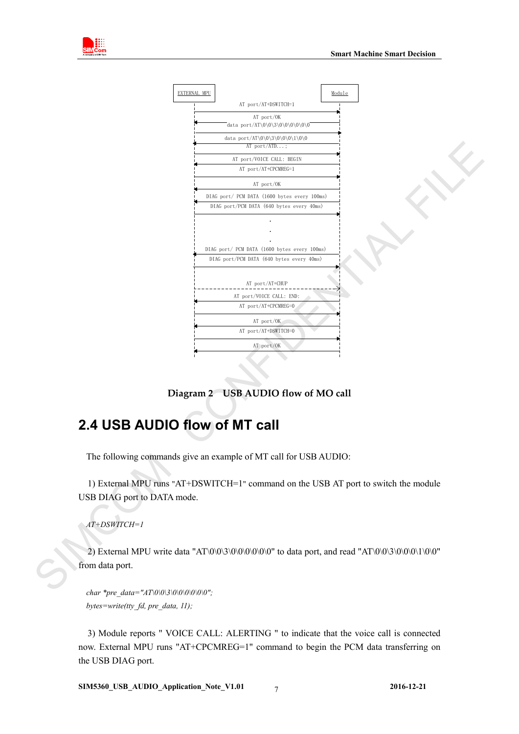EXTERNAL MPU | Module

AT port/AT+DSWITCH=1

AT port/OK

data port/AT\0\0\3\0\0\0\0\0\0

data port/AT\0\0\3\0\0\0\1\0\0

AT port/ATD...;

AT port/VOICE CALL: BEGIN

AT port/AT+CPCMREG=1

AT port/OK

DIAG port/ PCM DATA (1600 bytes every 100ms)

DIAG port/PCM DATA (640 bytes every 40ms)

.
.
.

DIAG port/ PCM DATA (1600 bytes every 100ms)

DIAG port/PCM DATA (640 bytes every 40ms)

AT port/AT+CHUP

AT port/VOICE CALL: END:

AT port/AT+CPCMREG=0

AT port/OK

AT port/AT+DSWITCH=0

AT port/OK

**Diagram 2  USB AUDIO flow of MO call**

## 2.4 USB AUDIO flow of MT call

The following commands give an example of MT call for USB AUDIO:

1) External MPU runs "AT+DSWITCH=1" command on the USB AT port to switch the module USB DIAG port to DATA mode.

*AT+DSWITCH=1*

2) External MPU write data "AT\0\0\3\0\0\0\0\0\0" to data port, and read "AT\0\0\3\0\0\0\1\0\0" from data port.

```
char *pre_data="AT\0\0\3\0\0\0\0\0\0";
bytes=write(tty_fd, pre_data, 11);
```

3) Module reports " VOICE CALL: ALERTING " to indicate that the voice call is connected now. External MPU runs "AT+CPCMREG=1" command to begin the PCM data transferring on the USB DIAG port.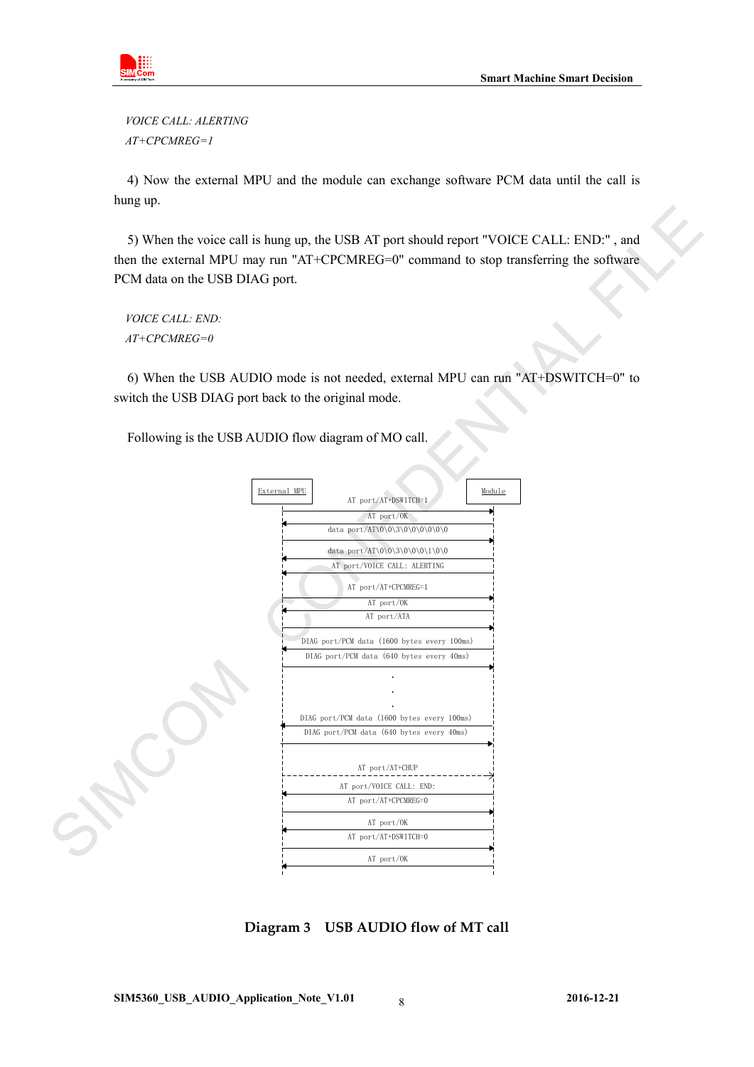*VOICE CALL: ALERTING*

*AT+CPCMREG=1*

4) Now the external MPU and the module can exchange software PCM data until the call is hung up.

5) When the voice call is hung up, the USB AT port should report "VOICE CALL: END:" , and then the external MPU may run "AT+CPCMREG=0" command to stop transferring the software PCM data on the USB DIAG port.

*VOICE CALL: END:*

*AT+CPCMREG=0*

6) When the USB AUDIO mode is not needed, external MPU can run "AT+DSWITCH=0" to switch the USB DIAG port back to the original mode.

Following is the USB AUDIO flow diagram of MO call.

```
External MPU                                              Module
     |              AT port/AT+DSWITCH=1                     |
     |------------------------------------------------------>|
     |              AT port/OK                               |
     |<------------------------------------------------------|
     |     data port/AT\0\0\3\0\0\0\0\0\0                    |
     |------------------------------------------------------>|
     |     data port/AT\0\0\3\0\0\0\1\0\0                    |
     |<------------------------------------------------------|
     |       AT port/VOICE CALL: ALERTING                    |
     |<------------------------------------------------------|
     |              AT port/AT+CPCMREG=1                     |
     |------------------------------------------------------>|
     |              AT port/OK                               |
     |<------------------------------------------------------|
     |              AT port/ATA                              |
     |------------------------------------------------------>|
     |   DIAG port/PCM data (1600 bytes every 100ms)         |
     |<------------------------------------------------------|
     |   DIAG port/PCM data (640 bytes every 40ms)           |
     |------------------------------------------------------>|
     |                      .                                |
     |                      .                                |
     |                      .                                |
     |   DIAG port/PCM data (1600 bytes every 100ms)         |
     |<------------------------------------------------------|
     |   DIAG port/PCM data (640 bytes every 40ms)           |
     |------------------------------------------------------>|
     |              AT port/AT+CHUP                          |
     |- - - - - - - - - - - - - - - - - - - - - - - - - - - >|
     |        AT port/VOICE CALL: END:                       |
     |<------------------------------------------------------|
     |              AT port/AT+CPCMREG=0                     |
     |------------------------------------------------------>|
     |              AT port/OK                               |
     |<------------------------------------------------------|
     |              AT port/AT+DSWITCH=0                     |
     |------------------------------------------------------>|
     |              AT port/OK                               |
     |<------------------------------------------------------|
```

**Diagram 3 USB AUDIO flow of MT call**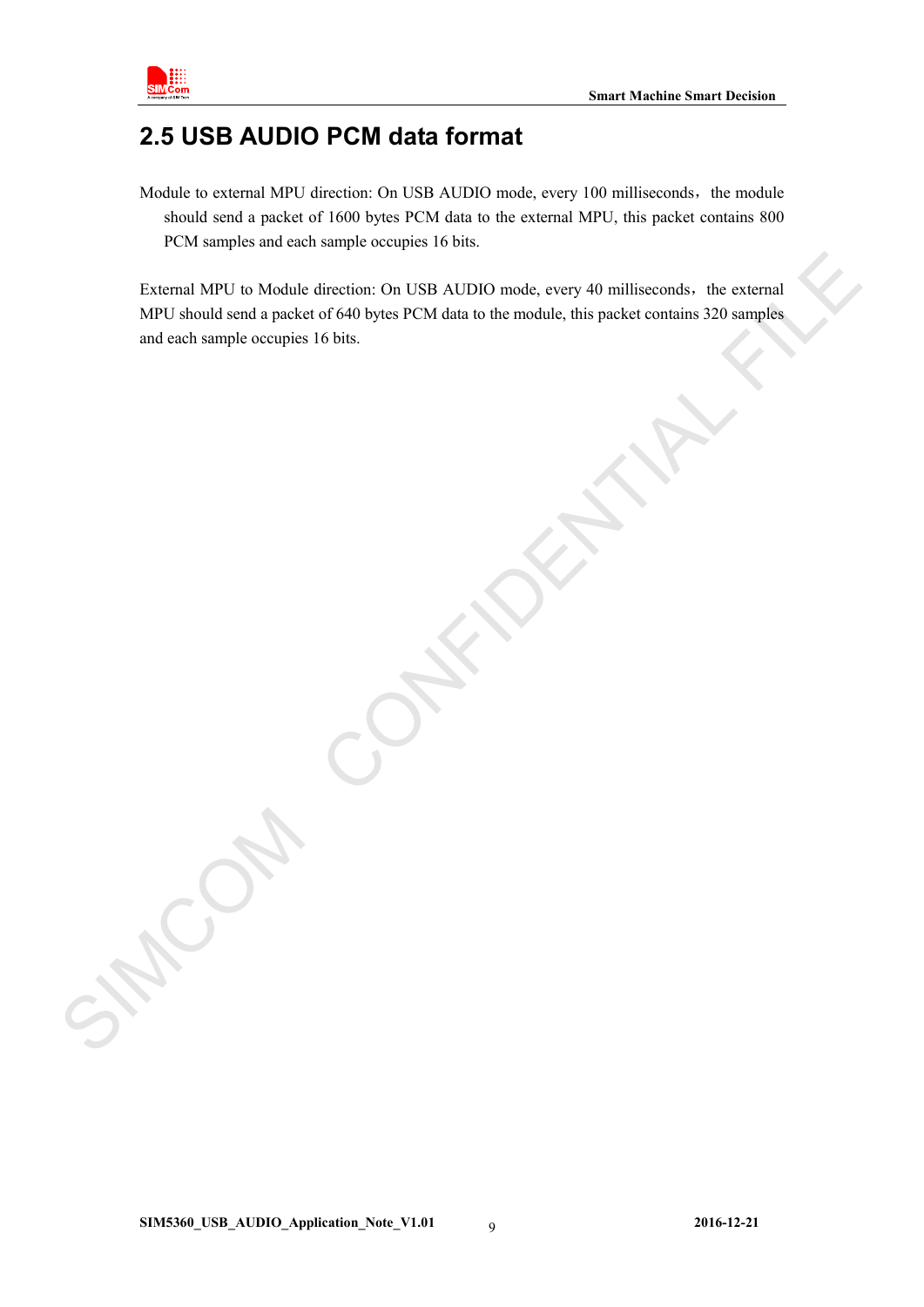## 2.5 USB AUDIO PCM data format

Module to external MPU direction: On USB AUDIO mode, every 100 milliseconds，the module should send a packet of 1600 bytes PCM data to the external MPU, this packet contains 800 PCM samples and each sample occupies 16 bits.

External MPU to Module direction: On USB AUDIO mode, every 40 milliseconds，the external MPU should send a packet of 640 bytes PCM data to the module, this packet contains 320 samples and each sample occupies 16 bits.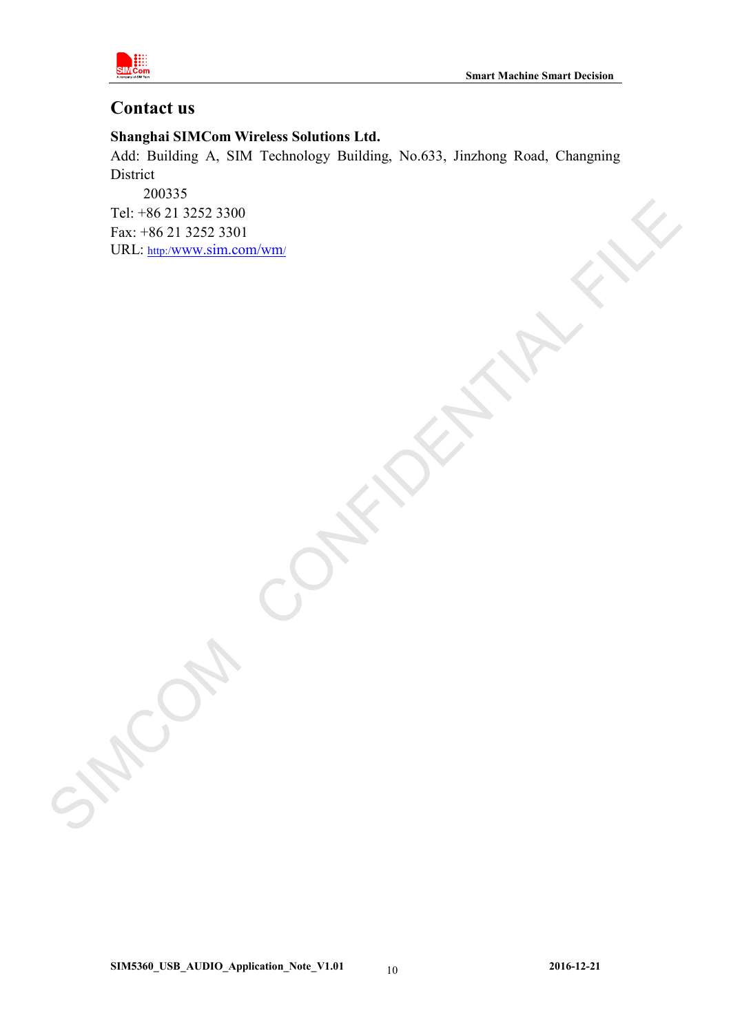# Contact us

**Shanghai SIMCom Wireless Solutions Ltd.**

Add: Building A, SIM Technology Building, No.633, Jinzhong Road, Changning District

200335

Tel: +86 21 3252 3300

Fax: +86 21 3252 3301

URL: http:/www.sim.com/wm/